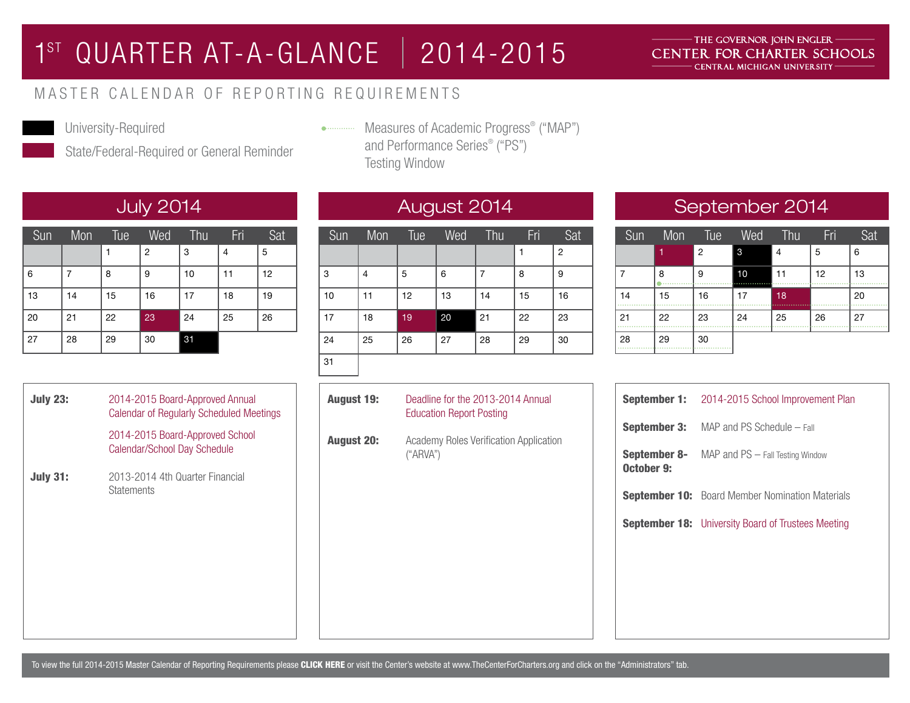# 1ST QUARTER AT-A-GLANCE | 2014-2015

THE GOVERNOR JOHN ENGLER CENTER FOR CHARTER SCHOOLS
CENTRAL MICHIGAN UNIVERSITY

## MASTER CALENDAR OF REPORTING REQUIREMENTS

- University-Required
- State/Federal-Required or General Reminder
- Measures of Academic Progress® ("MAP") and Performance Series® ("PS") Testing Window

### July 2014

| Sun | Mon | Tue | Wed | Thu | Fri | Sat |
|---|---|---|---|---|---|---|
| | | 1 | 2 | 3 | 4 | 5 |
| 6 | 7 | 8 | 9 | 10 | 11 | 12 |
| 13 | 14 | 15 | 16 | 17 | 18 | 19 |
| 20 | 21 | 22 | 23 | 24 | 25 | 26 |
| 27 | 28 | 29 | 30 | 31 | | |

**July 23:** 2014-2015 Board-Approved Annual Calendar of Regularly Scheduled Meetings

2014-2015 Board-Approved School Calendar/School Day Schedule

**July 31:** 2013-2014 4th Quarter Financial Statements

### August 2014

| Sun | Mon | Tue | Wed | Thu | Fri | Sat |
|---|---|---|---|---|---|---|
| | | | | | 1 | 2 |
| 3 | 4 | 5 | 6 | 7 | 8 | 9 |
| 10 | 11 | 12 | 13 | 14 | 15 | 16 |
| 17 | 18 | 19 | 20 | 21 | 22 | 23 |
| 24 | 25 | 26 | 27 | 28 | 29 | 30 |
| 31 | | | | | | |

**August 19:** Deadline for the 2013-2014 Annual Education Report Posting

**August 20:** Academy Roles Verification Application ("ARVA")

### September 2014

| Sun | Mon | Tue | Wed | Thu | Fri | Sat |
|---|---|---|---|---|---|---|
| | 1 | 2 | 3 | 4 | 5 | 6 |
| 7 | 8 | 9 | 10 | 11 | 12 | 13 |
| 14 | 15 | 16 | 17 | 18 | | 20 |
| 21 | 22 | 23 | 24 | 25 | 26 | 27 |
| 28 | 29 | 30 | | | | |

**September 1:** 2014-2015 School Improvement Plan

**September 3:** MAP and PS Schedule – Fall

**September 8-October 9:** MAP and PS – Fall Testing Window

**September 10:** Board Member Nomination Materials

**September 18:** University Board of Trustees Meeting

To view the full 2014-2015 Master Calendar of Reporting Requirements please **CLICK HERE** or visit the Center's website at www.TheCenterForCharters.org and click on the "Administrators" tab.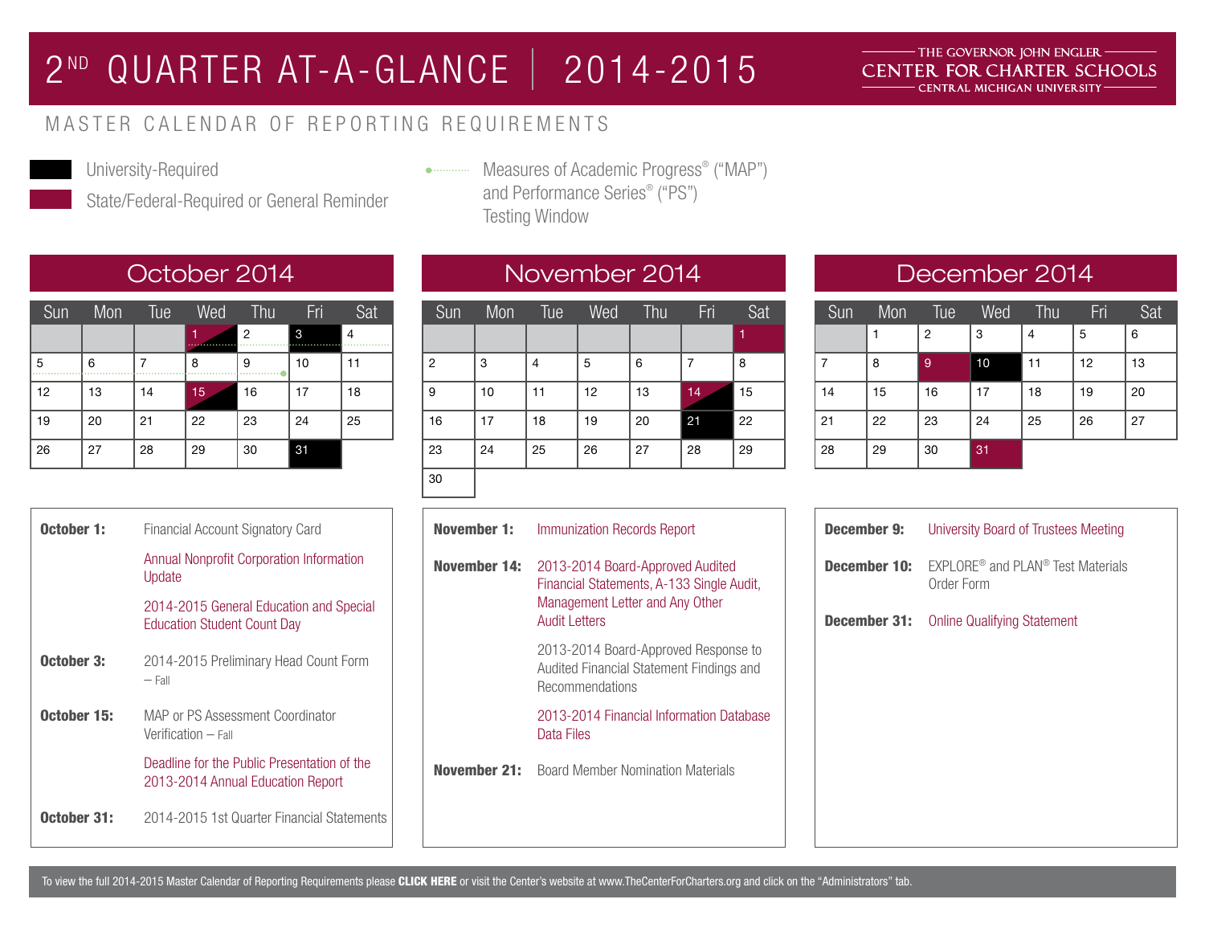# 2ND QUARTER AT-A-GLANCE | 2014-2015

THE GOVERNOR JOHN ENGLER CENTER FOR CHARTER SCHOOLS
CENTRAL MICHIGAN UNIVERSITY

## MASTER CALENDAR OF REPORTING REQUIREMENTS

- University-Required
- State/Federal-Required or General Reminder
- Measures of Academic Progress® ("MAP") and Performance Series® ("PS") Testing Window

### October 2014

| Sun | Mon | Tue | Wed | Thu | Fri | Sat |
|---|---|---|---|---|---|---|
| | | | 1 | 2 | 3 | 4 |
| 5 | 6 | 7 | 8 | 9 | 10 | 11 |
| 12 | 13 | 14 | 15 | 16 | 17 | 18 |
| 19 | 20 | 21 | 22 | 23 | 24 | 25 |
| 26 | 27 | 28 | 29 | 30 | 31 | |

**October 1:** Financial Account Signatory Card

Annual Nonprofit Corporation Information Update

2014-2015 General Education and Special Education Student Count Day

**October 3:** 2014-2015 Preliminary Head Count Form – Fall

**October 15:** MAP or PS Assessment Coordinator Verification – Fall

Deadline for the Public Presentation of the 2013-2014 Annual Education Report

**October 31:** 2014-2015 1st Quarter Financial Statements

### November 2014

| Sun | Mon | Tue | Wed | Thu | Fri | Sat |
|---|---|---|---|---|---|---|
| | | | | | | 1 |
| 2 | 3 | 4 | 5 | 6 | 7 | 8 |
| 9 | 10 | 11 | 12 | 13 | 14 | 15 |
| 16 | 17 | 18 | 19 | 20 | 21 | 22 |
| 23 | 24 | 25 | 26 | 27 | 28 | 29 |
| 30 | | | | | | |

**November 1:** Immunization Records Report

**November 14:** 2013-2014 Board-Approved Audited Financial Statements, A-133 Single Audit, Management Letter and Any Other Audit Letters

2013-2014 Board-Approved Response to Audited Financial Statement Findings and Recommendations

2013-2014 Financial Information Database Data Files

**November 21:** Board Member Nomination Materials

### December 2014

| Sun | Mon | Tue | Wed | Thu | Fri | Sat |
|---|---|---|---|---|---|---|
| | 1 | 2 | 3 | 4 | 5 | 6 |
| 7 | 8 | 9 | 10 | 11 | 12 | 13 |
| 14 | 15 | 16 | 17 | 18 | 19 | 20 |
| 21 | 22 | 23 | 24 | 25 | 26 | 27 |
| 28 | 29 | 30 | 31 | | | |

**December 9:** University Board of Trustees Meeting

**December 10:** EXPLORE® and PLAN® Test Materials Order Form

**December 31:** Online Qualifying Statement

To view the full 2014-2015 Master Calendar of Reporting Requirements please **CLICK HERE** or visit the Center's website at www.TheCenterForCharters.org and click on the "Administrators" tab.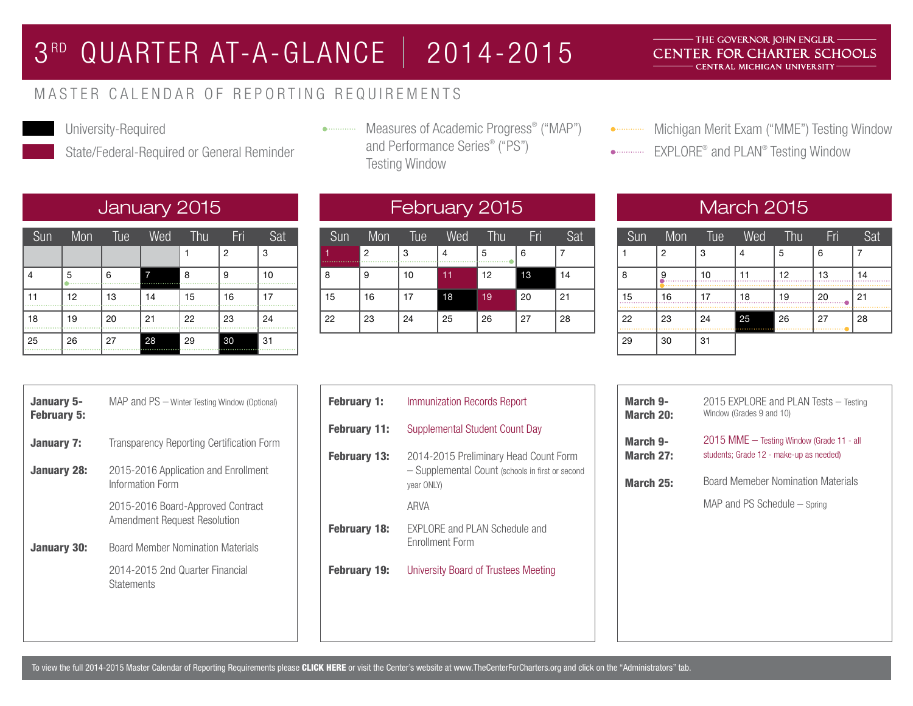# 3RD QUARTER AT-A-GLANCE | 2014-2015

THE GOVERNOR JOHN ENGLER CENTER FOR CHARTER SCHOOLS
CENTRAL MICHIGAN UNIVERSITY

## MASTER CALENDAR OF REPORTING REQUIREMENTS

- University-Required
- State/Federal-Required or General Reminder
- Measures of Academic Progress® ("MAP") and Performance Series® ("PS") Testing Window
- Michigan Merit Exam ("MME") Testing Window
- EXPLORE® and PLAN® Testing Window

## January 2015

| Sun | Mon | Tue | Wed | Thu | Fri | Sat |
|---|---|---|---|---|---|---|
| | | | | 1 | 2 | 3 |
| 4 | 5 | 6 | 7 | 8 | 9 | 10 |
| 11 | 12 | 13 | 14 | 15 | 16 | 17 |
| 18 | 19 | 20 | 21 | 22 | 23 | 24 |
| 25 | 26 | 27 | 28 | 29 | 30 | 31 |

**January 5- February 5:** MAP and PS – Winter Testing Window (Optional)

**January 7:** Transparency Reporting Certification Form

**January 28:** 2015-2016 Application and Enrollment Information Form

2015-2016 Board-Approved Contract Amendment Request Resolution

**January 30:** Board Member Nomination Materials

2014-2015 2nd Quarter Financial Statements

## February 2015

| Sun | Mon | Tue | Wed | Thu | Fri | Sat |
|---|---|---|---|---|---|---|
| 1 | 2 | 3 | 4 | 5 | 6 | 7 |
| 8 | 9 | 10 | 11 | 12 | 13 | 14 |
| 15 | 16 | 17 | 18 | 19 | 20 | 21 |
| 22 | 23 | 24 | 25 | 26 | 27 | 28 |

**February 1:** Immunization Records Report

**February 11:** Supplemental Student Count Day

**February 13:** 2014-2015 Preliminary Head Count Form – Supplemental Count (schools in first or second year ONLY)

ARVA

**February 18:** EXPLORE and PLAN Schedule and Enrollment Form

**February 19:** University Board of Trustees Meeting

## March 2015

| Sun | Mon | Tue | Wed | Thu | Fri | Sat |
|---|---|---|---|---|---|---|
| 1 | 2 | 3 | 4 | 5 | 6 | 7 |
| 8 | 9 | 10 | 11 | 12 | 13 | 14 |
| 15 | 16 | 17 | 18 | 19 | 20 | 21 |
| 22 | 23 | 24 | 25 | 26 | 27 | 28 |
| 29 | 30 | 31 | | | | |

**March 9- March 20:** 2015 EXPLORE and PLAN Tests – Testing Window (Grades 9 and 10)

**March 9- March 27:** 2015 MME – Testing Window (Grade 11 - all students; Grade 12 - make-up as needed)

**March 25:** Board Memeber Nomination Materials

MAP and PS Schedule – Spring

To view the full 2014-2015 Master Calendar of Reporting Requirements please **CLICK HERE** or visit the Center's website at www.TheCenterForCharters.org and click on the "Administrators" tab.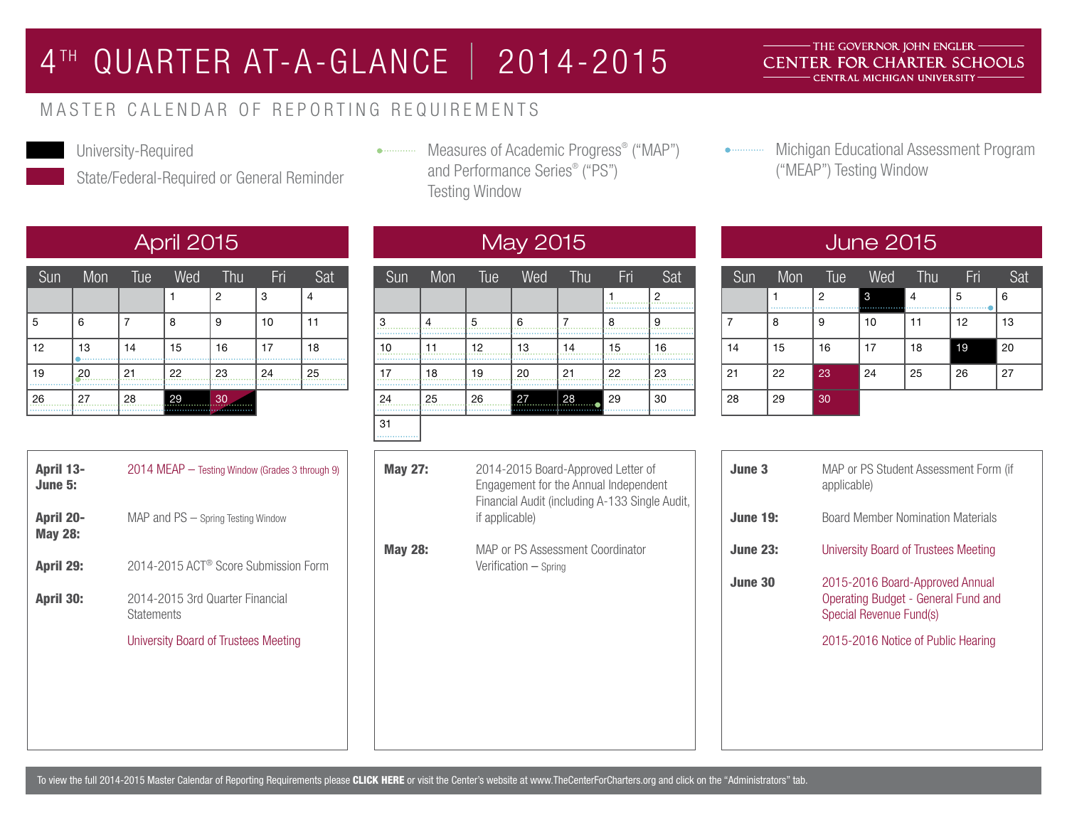# 4TH QUARTER AT-A-GLANCE | 2014-2015

THE GOVERNOR JOHN ENGLER CENTER FOR CHARTER SCHOOLS
CENTRAL MICHIGAN UNIVERSITY

## MASTER CALENDAR OF REPORTING REQUIREMENTS

- University-Required
- State/Federal-Required or General Reminder
- Measures of Academic Progress® ("MAP") and Performance Series® ("PS") Testing Window
- Michigan Educational Assessment Program ("MEAP") Testing Window

### April 2015

| Sun | Mon | Tue | Wed | Thu | Fri | Sat |
|---|---|---|---|---|---|---|
| | | | 1 | 2 | 3 | 4 |
| 5 | 6 | 7 | 8 | 9 | 10 | 11 |
| 12 | 13 | 14 | 15 | 16 | 17 | 18 |
| 19 | 20 | 21 | 22 | 23 | 24 | 25 |
| 26 | 27 | 28 | 29 | 30 | | |

**April 13-June 5:** 2014 MEAP – Testing Window (Grades 3 through 9)

**April 20-May 28:** MAP and PS – Spring Testing Window

**April 29:** 2014-2015 ACT® Score Submission Form

**April 30:** 2014-2015 3rd Quarter Financial Statements

University Board of Trustees Meeting

### May 2015

| Sun | Mon | Tue | Wed | Thu | Fri | Sat |
|---|---|---|---|---|---|---|
| | | | | | 1 | 2 |
| 3 | 4 | 5 | 6 | 7 | 8 | 9 |
| 10 | 11 | 12 | 13 | 14 | 15 | 16 |
| 17 | 18 | 19 | 20 | 21 | 22 | 23 |
| 24 | 25 | 26 | 27 | 28 | 29 | 30 |
| 31 | | | | | | |

**May 27:** 2014-2015 Board-Approved Letter of Engagement for the Annual Independent Financial Audit (including A-133 Single Audit, if applicable)

**May 28:** MAP or PS Assessment Coordinator Verification – Spring

### June 2015

| Sun | Mon | Tue | Wed | Thu | Fri | Sat |
|---|---|---|---|---|---|---|
| | 1 | 2 | 3 | 4 | 5 | 6 |
| 7 | 8 | 9 | 10 | 11 | 12 | 13 |
| 14 | 15 | 16 | 17 | 18 | 19 | 20 |
| 21 | 22 | 23 | 24 | 25 | 26 | 27 |
| 28 | 29 | 30 | | | | |

**June 3** MAP or PS Student Assessment Form (if applicable)

**June 19:** Board Member Nomination Materials

**June 23:** University Board of Trustees Meeting

**June 30** 2015-2016 Board-Approved Annual Operating Budget - General Fund and Special Revenue Fund(s)

2015-2016 Notice of Public Hearing

To view the full 2014-2015 Master Calendar of Reporting Requirements please **CLICK HERE** or visit the Center's website at www.TheCenterForCharters.org and click on the "Administrators" tab.